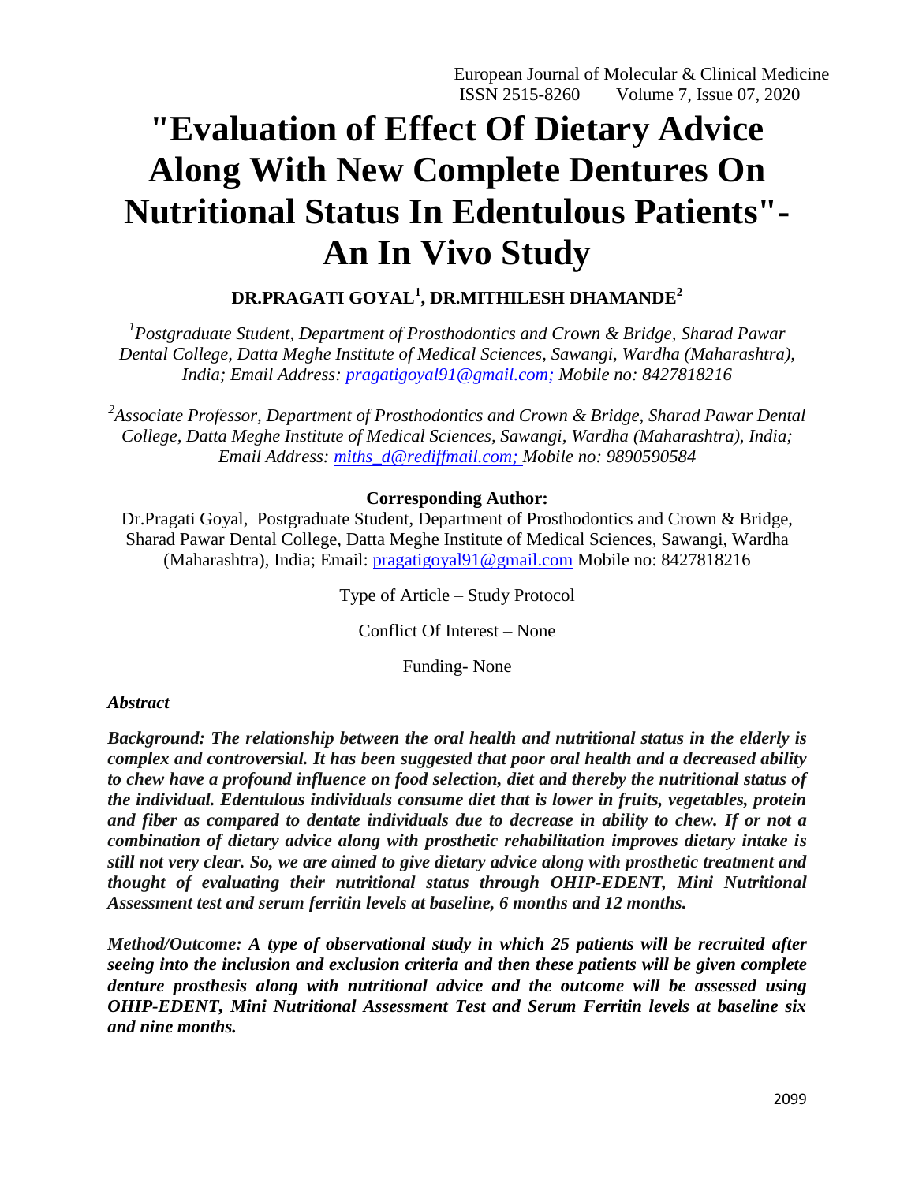# "Evaluation of Effect Of Dietary Advice Along With New Complete Dentures On Nutritional Status In Edentulous Patients"- An In Vivo Study

**DR.PRAGATI GOYAL[1], DR.MITHILESH DHAMANDE[2]**

*[1]Postgraduate Student, Department of Prosthodontics and Crown & Bridge, Sharad Pawar Dental College, Datta Meghe Institute of Medical Sciences, Sawangi, Wardha (Maharashtra), India; Email Address: pragatigoyal91@gmail.com; Mobile no: 8427818216*

*[2]Associate Professor, Department of Prosthodontics and Crown & Bridge, Sharad Pawar Dental College, Datta Meghe Institute of Medical Sciences, Sawangi, Wardha (Maharashtra), India; Email Address: miths_d@rediffmail.com; Mobile no: 9890590584*

**Corresponding Author:**

Dr.Pragati Goyal, Postgraduate Student, Department of Prosthodontics and Crown & Bridge, Sharad Pawar Dental College, Datta Meghe Institute of Medical Sciences, Sawangi, Wardha (Maharashtra), India; Email: pragatigoyal91@gmail.com Mobile no: 8427818216

Type of Article – Study Protocol

Conflict Of Interest – None

Funding- None

***Abstract***

***Background: The relationship between the oral health and nutritional status in the elderly is complex and controversial. It has been suggested that poor oral health and a decreased ability to chew have a profound influence on food selection, diet and thereby the nutritional status of the individual. Edentulous individuals consume diet that is lower in fruits, vegetables, protein and fiber as compared to dentate individuals due to decrease in ability to chew. If or not a combination of dietary advice along with prosthetic rehabilitation improves dietary intake is still not very clear. So, we are aimed to give dietary advice along with prosthetic treatment and thought of evaluating their nutritional status through OHIP-EDENT, Mini Nutritional Assessment test and serum ferritin levels at baseline, 6 months and 12 months.***

***Method/Outcome: A type of observational study in which 25 patients will be recruited after seeing into the inclusion and exclusion criteria and then these patients will be given complete denture prosthesis along with nutritional advice and the outcome will be assessed using OHIP-EDENT, Mini Nutritional Assessment Test and Serum Ferritin levels at baseline six and nine months.***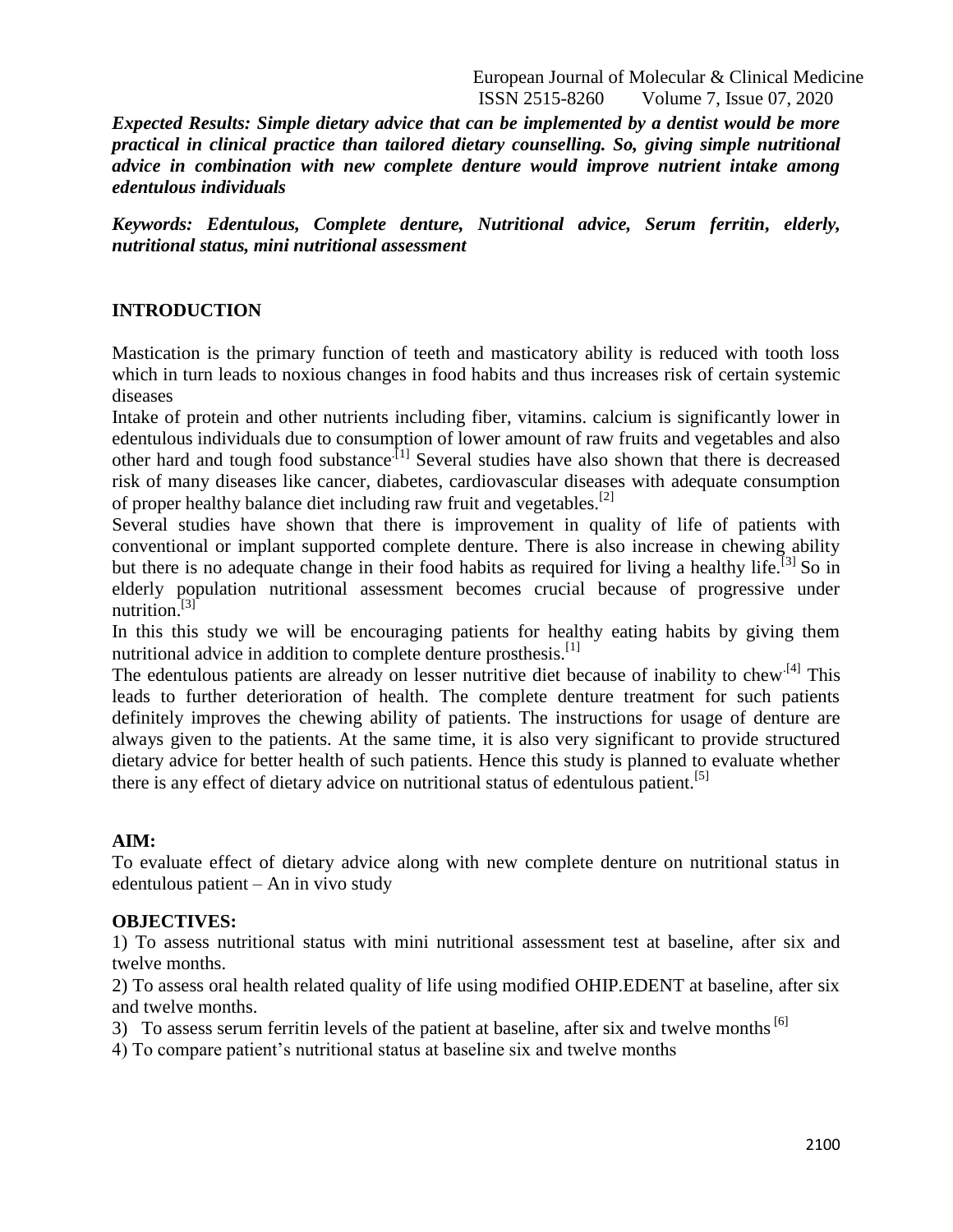***Expected Results: Simple dietary advice that can be implemented by a dentist would be more practical in clinical practice than tailored dietary counselling. So, giving simple nutritional advice in combination with new complete denture would improve nutrient intake among edentulous individuals***

***Keywords: Edentulous, Complete denture, Nutritional advice, Serum ferritin, elderly, nutritional status, mini nutritional assessment***

## INTRODUCTION

Mastication is the primary function of teeth and masticatory ability is reduced with tooth loss which in turn leads to noxious changes in food habits and thus increases risk of certain systemic diseases

Intake of protein and other nutrients including fiber, vitamins. calcium is significantly lower in edentulous individuals due to consumption of lower amount of raw fruits and vegetables and also other hard and tough food substance.[1] Several studies have also shown that there is decreased risk of many diseases like cancer, diabetes, cardiovascular diseases with adequate consumption of proper healthy balance diet including raw fruit and vegetables.[2]

Several studies have shown that there is improvement in quality of life of patients with conventional or implant supported complete denture. There is also increase in chewing ability but there is no adequate change in their food habits as required for living a healthy life.[3] So in elderly population nutritional assessment becomes crucial because of progressive under nutrition.[3]

In this this study we will be encouraging patients for healthy eating habits by giving them nutritional advice in addition to complete denture prosthesis.[1]

The edentulous patients are already on lesser nutritive diet because of inability to chew.[4] This leads to further deterioration of health. The complete denture treatment for such patients definitely improves the chewing ability of patients. The instructions for usage of denture are always given to the patients. At the same time, it is also very significant to provide structured dietary advice for better health of such patients. Hence this study is planned to evaluate whether there is any effect of dietary advice on nutritional status of edentulous patient.[5]

## AIM:

To evaluate effect of dietary advice along with new complete denture on nutritional status in edentulous patient – An in vivo study

## OBJECTIVES:

1) To assess nutritional status with mini nutritional assessment test at baseline, after six and twelve months.

2) To assess oral health related quality of life using modified OHIP.EDENT at baseline, after six and twelve months.

3) To assess serum ferritin levels of the patient at baseline, after six and twelve months [6]

4) To compare patient's nutritional status at baseline six and twelve months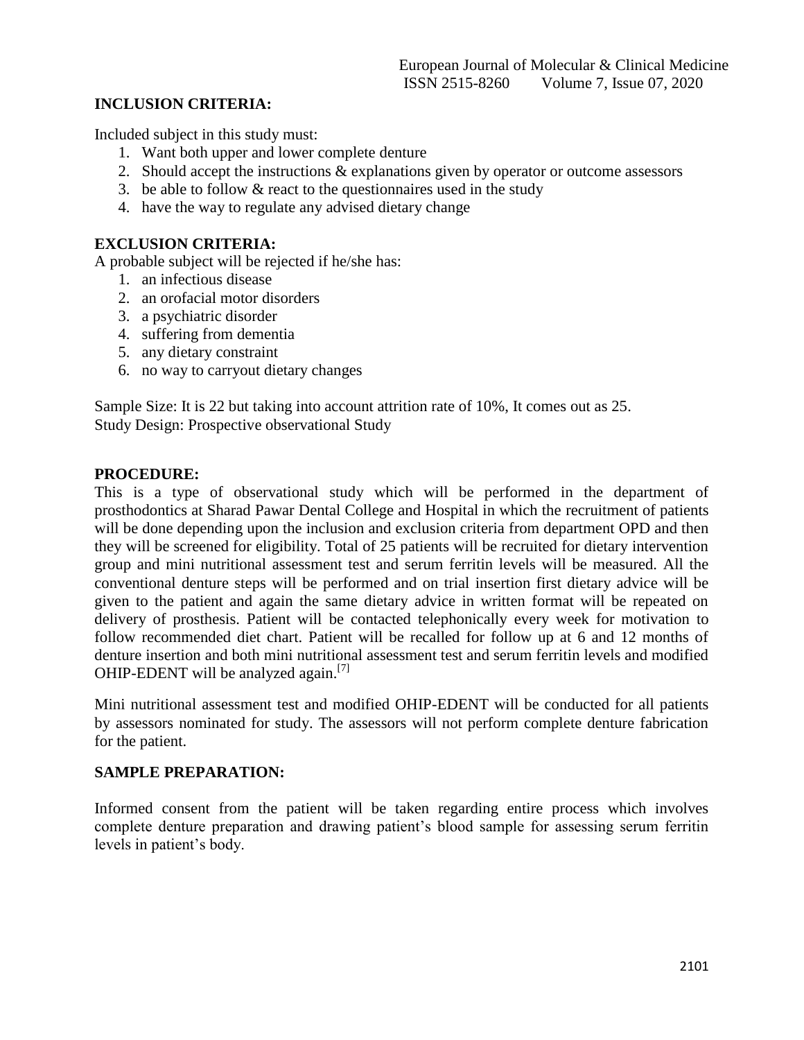### INCLUSION CRITERIA:

Included subject in this study must:

1. Want both upper and lower complete denture
2. Should accept the instructions & explanations given by operator or outcome assessors
3. be able to follow & react to the questionnaires used in the study
4. have the way to regulate any advised dietary change

### EXCLUSION CRITERIA:

A probable subject will be rejected if he/she has:

1. an infectious disease
2. an orofacial motor disorders
3. a psychiatric disorder
4. suffering from dementia
5. any dietary constraint
6. no way to carryout dietary changes

Sample Size: It is 22 but taking into account attrition rate of 10%, It comes out as 25.
Study Design: Prospective observational Study

### PROCEDURE:

This is a type of observational study which will be performed in the department of prosthodontics at Sharad Pawar Dental College and Hospital in which the recruitment of patients will be done depending upon the inclusion and exclusion criteria from department OPD and then they will be screened for eligibility. Total of 25 patients will be recruited for dietary intervention group and mini nutritional assessment test and serum ferritin levels will be measured. All the conventional denture steps will be performed and on trial insertion first dietary advice will be given to the patient and again the same dietary advice in written format will be repeated on delivery of prosthesis. Patient will be contacted telephonically every week for motivation to follow recommended diet chart. Patient will be recalled for follow up at 6 and 12 months of denture insertion and both mini nutritional assessment test and serum ferritin levels and modified OHIP-EDENT will be analyzed again.[7]

Mini nutritional assessment test and modified OHIP-EDENT will be conducted for all patients by assessors nominated for study. The assessors will not perform complete denture fabrication for the patient.

### SAMPLE PREPARATION:

Informed consent from the patient will be taken regarding entire process which involves complete denture preparation and drawing patient's blood sample for assessing serum ferritin levels in patient's body.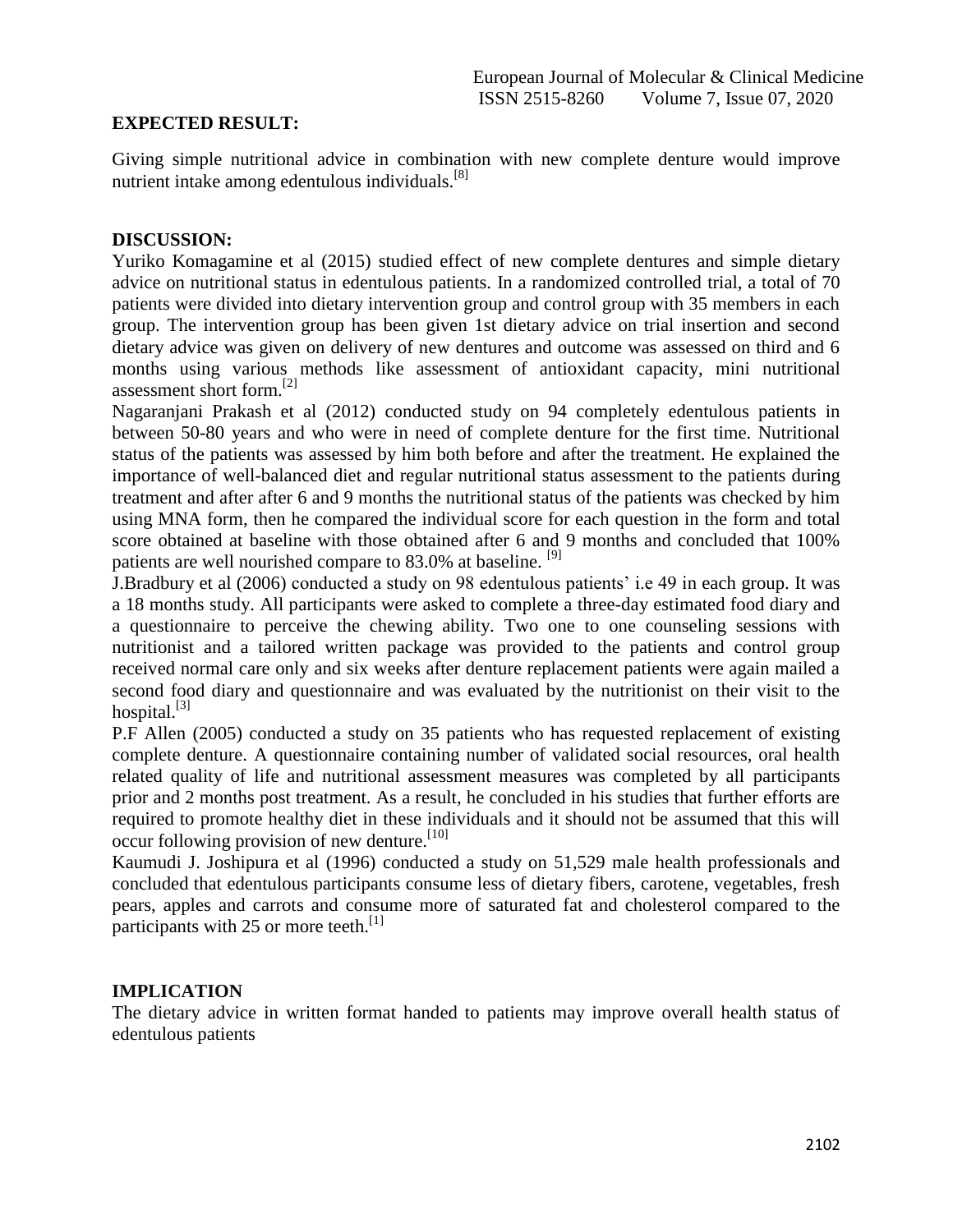## EXPECTED RESULT:

Giving simple nutritional advice in combination with new complete denture would improve nutrient intake among edentulous individuals.[8]

## DISCUSSION:

Yuriko Komagamine et al (2015) studied effect of new complete dentures and simple dietary advice on nutritional status in edentulous patients. In a randomized controlled trial, a total of 70 patients were divided into dietary intervention group and control group with 35 members in each group. The intervention group has been given 1st dietary advice on trial insertion and second dietary advice was given on delivery of new dentures and outcome was assessed on third and 6 months using various methods like assessment of antioxidant capacity, mini nutritional assessment short form.[2]

Nagaranjani Prakash et al (2012) conducted study on 94 completely edentulous patients in between 50-80 years and who were in need of complete denture for the first time. Nutritional status of the patients was assessed by him both before and after the treatment. He explained the importance of well-balanced diet and regular nutritional status assessment to the patients during treatment and after after 6 and 9 months the nutritional status of the patients was checked by him using MNA form, then he compared the individual score for each question in the form and total score obtained at baseline with those obtained after 6 and 9 months and concluded that 100% patients are well nourished compare to 83.0% at baseline. [9]

J.Bradbury et al (2006) conducted a study on 98 edentulous patients' i.e 49 in each group. It was a 18 months study. All participants were asked to complete a three-day estimated food diary and a questionnaire to perceive the chewing ability. Two one to one counseling sessions with nutritionist and a tailored written package was provided to the patients and control group received normal care only and six weeks after denture replacement patients were again mailed a second food diary and questionnaire and was evaluated by the nutritionist on their visit to the hospital.[3]

P.F Allen (2005) conducted a study on 35 patients who has requested replacement of existing complete denture. A questionnaire containing number of validated social resources, oral health related quality of life and nutritional assessment measures was completed by all participants prior and 2 months post treatment. As a result, he concluded in his studies that further efforts are required to promote healthy diet in these individuals and it should not be assumed that this will occur following provision of new denture.[10]

Kaumudi J. Joshipura et al (1996) conducted a study on 51,529 male health professionals and concluded that edentulous participants consume less of dietary fibers, carotene, vegetables, fresh pears, apples and carrots and consume more of saturated fat and cholesterol compared to the participants with 25 or more teeth.[1]

## IMPLICATION

The dietary advice in written format handed to patients may improve overall health status of edentulous patients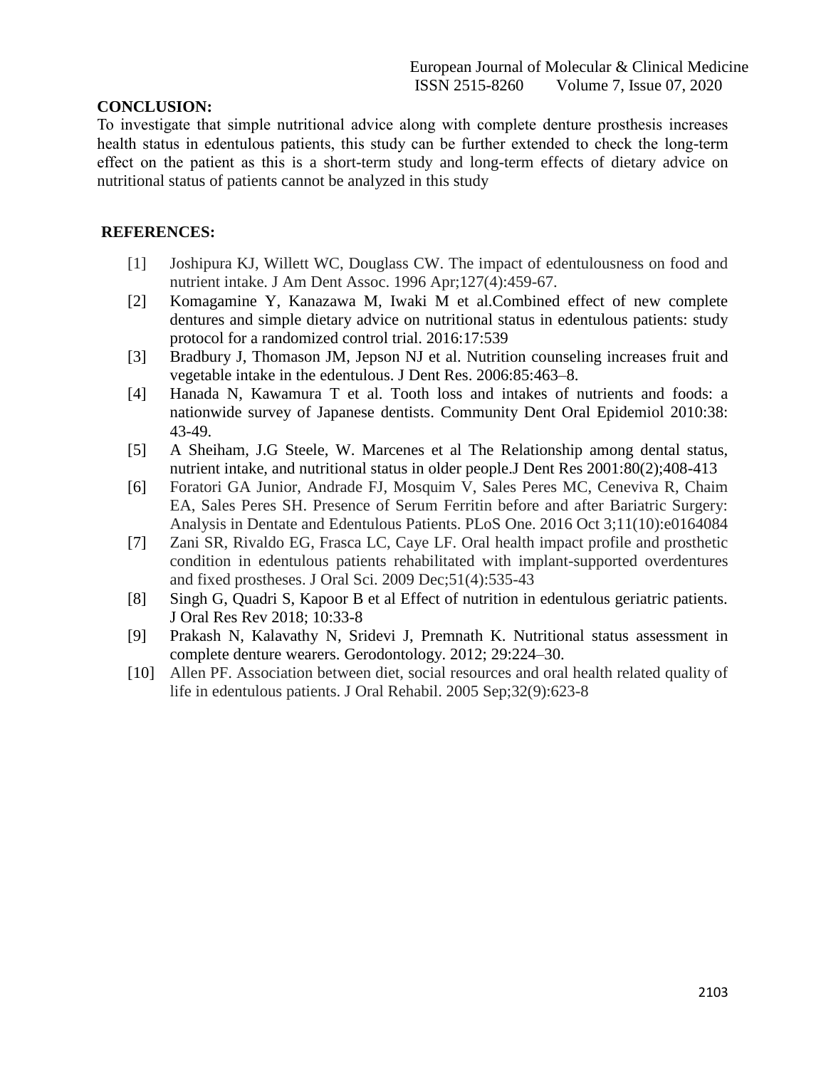**CONCLUSION:**

To investigate that simple nutritional advice along with complete denture prosthesis increases health status in edentulous patients, this study can be further extended to check the long-term effect on the patient as this is a short-term study and long-term effects of dietary advice on nutritional status of patients cannot be analyzed in this study

**REFERENCES:**

[1] Joshipura KJ, Willett WC, Douglass CW. The impact of edentulousness on food and nutrient intake. J Am Dent Assoc. 1996 Apr;127(4):459-67.

[2] Komagamine Y, Kanazawa M, Iwaki M et al.Combined effect of new complete dentures and simple dietary advice on nutritional status in edentulous patients: study protocol for a randomized control trial. 2016:17:539

[3] Bradbury J, Thomason JM, Jepson NJ et al. Nutrition counseling increases fruit and vegetable intake in the edentulous. J Dent Res. 2006:85:463–8.

[4] Hanada N, Kawamura T et al. Tooth loss and intakes of nutrients and foods: a nationwide survey of Japanese dentists. Community Dent Oral Epidemiol 2010:38: 43-49.

[5] A Sheiham, J.G Steele, W. Marcenes et al The Relationship among dental status, nutrient intake, and nutritional status in older people.J Dent Res 2001:80(2);408-413

[6] Foratori GA Junior, Andrade FJ, Mosquim V, Sales Peres MC, Ceneviva R, Chaim EA, Sales Peres SH. Presence of Serum Ferritin before and after Bariatric Surgery: Analysis in Dentate and Edentulous Patients. PLoS One. 2016 Oct 3;11(10):e0164084

[7] Zani SR, Rivaldo EG, Frasca LC, Caye LF. Oral health impact profile and prosthetic condition in edentulous patients rehabilitated with implant-supported overdentures and fixed prostheses. J Oral Sci. 2009 Dec;51(4):535-43

[8] Singh G, Quadri S, Kapoor B et al Effect of nutrition in edentulous geriatric patients. J Oral Res Rev 2018; 10:33-8

[9] Prakash N, Kalavathy N, Sridevi J, Premnath K. Nutritional status assessment in complete denture wearers. Gerodontology. 2012; 29:224–30.

[10] Allen PF. Association between diet, social resources and oral health related quality of life in edentulous patients. J Oral Rehabil. 2005 Sep;32(9):623-8